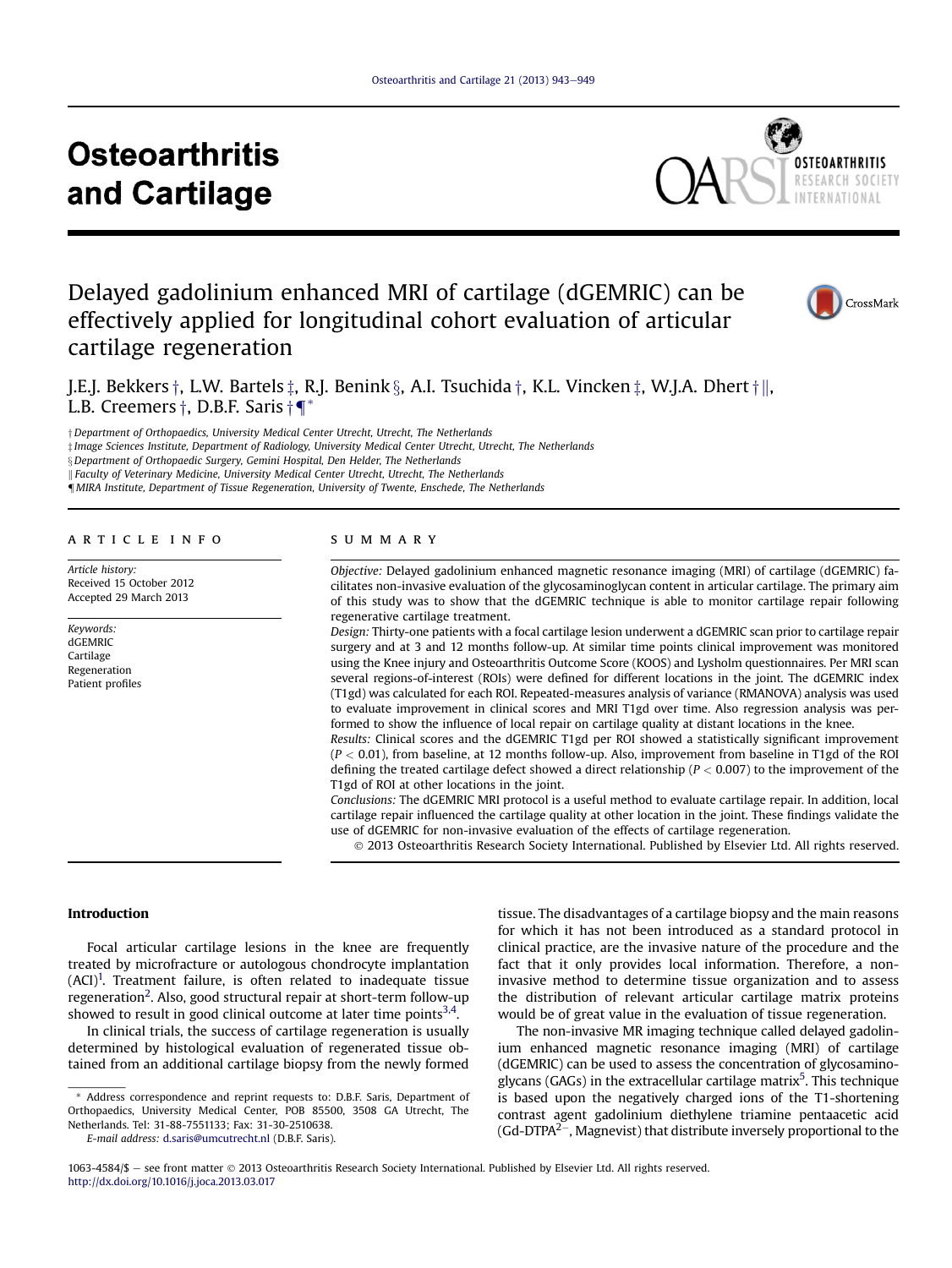# Delayed gadolinium enhanced MRI of cartilage (dGEMRIC) can be effectively applied for longitudinal cohort evaluation of articular cartilage regeneration

J.E.J. Bekkers †, L.W. Bartels ‡, R.J. Benink §, A.I. Tsuchida †, K.L. Vincken ‡, W.J.A. Dhert † ||, L.B. Creemers †, D.B.F. Saris † ¶ *

† Department of Orthopaedics, University Medical Center Utrecht, Utrecht, The Netherlands
‡ Image Sciences Institute, Department of Radiology, University Medical Center Utrecht, Utrecht, The Netherlands
§ Department of Orthopaedic Surgery, Gemini Hospital, Den Helder, The Netherlands
|| Faculty of Veterinary Medicine, University Medical Center Utrecht, Utrecht, The Netherlands
¶ MIRA Institute, Department of Tissue Regeneration, University of Twente, Enschede, The Netherlands

## ARTICLE INFO

*Article history:*
Received 15 October 2012
Accepted 29 March 2013

*Keywords:*
dGEMRIC
Cartilage
Regeneration
Patient profiles

## SUMMARY

*Objective:* Delayed gadolinium enhanced magnetic resonance imaging (MRI) of cartilage (dGEMRIC) facilitates non-invasive evaluation of the glycosaminoglycan content in articular cartilage. The primary aim of this study was to show that the dGEMRIC technique is able to monitor cartilage repair following regenerative cartilage treatment.

*Design:* Thirty-one patients with a focal cartilage lesion underwent a dGEMRIC scan prior to cartilage repair surgery and at 3 and 12 months follow-up. At similar time points clinical improvement was monitored using the Knee injury and Osteoarthritis Outcome Score (KOOS) and Lysholm questionnaires. Per MRI scan several regions-of-interest (ROIs) were defined for different locations in the joint. The dGEMRIC index (T1gd) was calculated for each ROI. Repeated-measures analysis of variance (RMANOVA) analysis was used to evaluate improvement in clinical scores and MRI T1gd over time. Also regression analysis was performed to show the influence of local repair on cartilage quality at distant locations in the knee.

*Results:* Clinical scores and the dGEMRIC T1gd per ROI showed a statistically significant improvement ($P < 0.01$), from baseline, at 12 months follow-up. Also, improvement from baseline in T1gd of the ROI defining the treated cartilage defect showed a direct relationship ($P < 0.007$) to the improvement of the T1gd of ROI at other locations in the joint.

*Conclusions:* The dGEMRIC MRI protocol is a useful method to evaluate cartilage repair. In addition, local cartilage repair influenced the cartilage quality at other location in the joint. These findings validate the use of dGEMRIC for non-invasive evaluation of the effects of cartilage regeneration.

© 2013 Osteoarthritis Research Society International. Published by Elsevier Ltd. All rights reserved.

## Introduction

Focal articular cartilage lesions in the knee are frequently treated by microfracture or autologous chondrocyte implantation (ACI)[1]. Treatment failure, is often related to inadequate tissue regeneration[2]. Also, good structural repair at short-term follow-up showed to result in good clinical outcome at later time points[3,4].

In clinical trials, the success of cartilage regeneration is usually determined by histological evaluation of regenerated tissue obtained from an additional cartilage biopsy from the newly formed tissue. The disadvantages of a cartilage biopsy and the main reasons for which it has not been introduced as a standard protocol in clinical practice, are the invasive nature of the procedure and the fact that it only provides local information. Therefore, a non-invasive method to determine tissue organization and to assess the distribution of relevant articular cartilage matrix proteins would be of great value in the evaluation of tissue regeneration.

The non-invasive MR imaging technique called delayed gadolinium enhanced magnetic resonance imaging (MRI) of cartilage (dGEMRIC) can be used to assess the concentration of glycosaminoglycans (GAGs) in the extracellular cartilage matrix[5]. This technique is based upon the negatively charged ions of the T1-shortening contrast agent gadolinium diethylene triamine pentaacetic acid ($Gd\text{-}DTPA^{2-}$, Magnevist) that distribute inversely proportional to the

\* Address correspondence and reprint requests to: D.B.F. Saris, Department of Orthopaedics, University Medical Center, POB 85500, 3508 GA Utrecht, The Netherlands. Tel: 31-88-7551133; Fax: 31-30-2510638.
E-mail address: d.saris@umcutrecht.nl (D.B.F. Saris).

1063-4584/$ – see front matter © 2013 Osteoarthritis Research Society International. Published by Elsevier Ltd. All rights reserved.
http://dx.doi.org/10.1016/j.joca.2013.03.017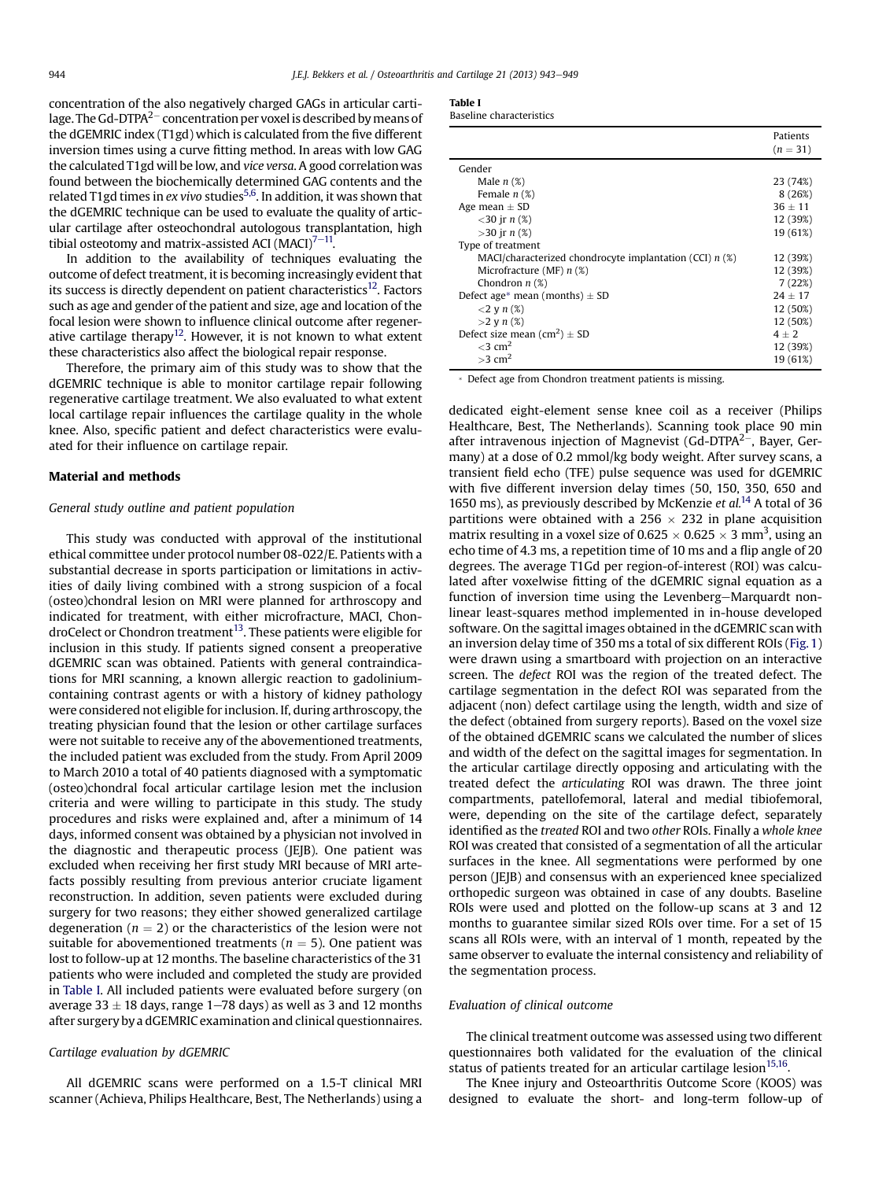concentration of the also negatively charged GAGs in articular cartilage. The Gd-DTPA$^{2-}$ concentration per voxel is described by means of the dGEMRIC index (T1gd) which is calculated from the five different inversion times using a curve fitting method. In areas with low GAG the calculated T1gd will be low, and *vice versa*. A good correlation was found between the biochemically determined GAG contents and the related T1gd times in *ex vivo* studies[5,6]. In addition, it was shown that the dGEMRIC technique can be used to evaluate the quality of articular cartilage after osteochondral autologous transplantation, high tibial osteotomy and matrix-assisted ACI (MACI)[7–11].

In addition to the availability of techniques evaluating the outcome of defect treatment, it is becoming increasingly evident that its success is directly dependent on patient characteristics[12]. Factors such as age and gender of the patient and size, age and location of the focal lesion were shown to influence clinical outcome after regenerative cartilage therapy[12]. However, it is not known to what extent these characteristics also affect the biological repair response.

Therefore, the primary aim of this study was to show that the dGEMRIC technique is able to monitor cartilage repair following regenerative cartilage treatment. We also evaluated to what extent local cartilage repair influences the cartilage quality in the whole knee. Also, specific patient and defect characteristics were evaluated for their influence on cartilage repair.

## Material and methods

### General study outline and patient population

This study was conducted with approval of the institutional ethical committee under protocol number 08-022/E. Patients with a substantial decrease in sports participation or limitations in activities of daily living combined with a strong suspicion of a focal (osteo)chondral lesion on MRI were planned for arthroscopy and indicated for treatment, with either microfracture, MACI, ChondroCelect or Chondron treatment[13]. These patients were eligible for inclusion in this study. If patients signed consent a preoperative dGEMRIC scan was obtained. Patients with general contraindications for MRI scanning, a known allergic reaction to gadolinium-containing contrast agents or with a history of kidney pathology were considered not eligible for inclusion. If, during arthroscopy, the treating physician found that the lesion or other cartilage surfaces were not suitable to receive any of the abovementioned treatments, the included patient was excluded from the study. From April 2009 to March 2010 a total of 40 patients diagnosed with a symptomatic (osteo)chondral focal articular cartilage lesion met the inclusion criteria and were willing to participate in this study. The study procedures and risks were explained and, after a minimum of 14 days, informed consent was obtained by a physician not involved in the diagnostic and therapeutic process (JEJB). One patient was excluded when receiving her first study MRI because of MRI artefacts possibly resulting from previous anterior cruciate ligament reconstruction. In addition, seven patients were excluded during surgery for two reasons; they either showed generalized cartilage degeneration ($n = 2$) or the characteristics of the lesion were not suitable for abovementioned treatments ($n = 5$). One patient was lost to follow-up at 12 months. The baseline characteristics of the 31 patients who were included and completed the study are provided in Table I. All included patients were evaluated before surgery (on average $33 \pm 18$ days, range 1–78 days) as well as 3 and 12 months after surgery by a dGEMRIC examination and clinical questionnaires.

### Cartilage evaluation by dGEMRIC

All dGEMRIC scans were performed on a 1.5-T clinical MRI scanner (Achieva, Philips Healthcare, Best, The Netherlands) using a dedicated eight-element sense knee coil as a receiver (Philips Healthcare, Best, The Netherlands). Scanning took place 90 min after intravenous injection of Magnevist (Gd-DTPA$^{2-}$, Bayer, Germany) at a dose of 0.2 mmol/kg body weight. After survey scans, a transient field echo (TFE) pulse sequence was used for dGEMRIC with five different inversion delay times (50, 150, 350, 650 and 1650 ms), as previously described by McKenzie *et al.*[14] A total of 36 partitions were obtained with a $256 \times 232$ in plane acquisition matrix resulting in a voxel size of $0.625 \times 0.625 \times 3$ mm$^3$, using an echo time of 4.3 ms, a repetition time of 10 ms and a flip angle of 20 degrees. The average T1Gd per region-of-interest (ROI) was calculated after voxelwise fitting of the dGEMRIC signal equation as a function of inversion time using the Levenberg–Marquardt nonlinear least-squares method implemented in in-house developed software. On the sagittal images obtained in the dGEMRIC scan with an inversion delay time of 350 ms a total of six different ROIs (Fig. 1) were drawn using a smartboard with projection on an interactive screen. The *defect* ROI was the region of the treated defect. The cartilage segmentation in the defect ROI was separated from the adjacent (non) defect cartilage using the length, width and size of the defect (obtained from surgery reports). Based on the voxel size of the obtained dGEMRIC scans we calculated the number of slices and width of the defect on the sagittal images for segmentation. In the articular cartilage directly opposing and articulating with the treated defect the *articulating* ROI was drawn. The three joint compartments, patellofemoral, lateral and medial tibiofemoral, were, depending on the site of the cartilage defect, separately identified as the *treated* ROI and two *other* ROIs. Finally a *whole knee* ROI was created that consisted of a segmentation of all the articular surfaces in the knee. All segmentations were performed by one person (JEJB) and consensus with an experienced knee specialized orthopedic surgeon was obtained in case of any doubts. Baseline ROIs were used and plotted on the follow-up scans at 3 and 12 months to guarantee similar sized ROIs over time. For a set of 15 scans all ROIs were, with an interval of 1 month, repeated by the same observer to evaluate the internal consistency and reliability of the segmentation process.

### Evaluation of clinical outcome

The clinical treatment outcome was assessed using two different questionnaires both validated for the evaluation of the clinical status of patients treated for an articular cartilage lesion[15,16].

The Knee injury and Osteoarthritis Outcome Score (KOOS) was designed to evaluate the short- and long-term follow-up of

**Table I**
Baseline characteristics

| | Patients ($n = 31$) |
|---|---|
| Gender | |
| Male $n$ (%) | 23 (74%) |
| Female $n$ (%) | 8 (26%) |
| Age mean ± SD | $36 \pm 11$ |
| <30 jr $n$ (%) | 12 (39%) |
| >30 jr $n$ (%) | 19 (61%) |
| Type of treatment | |
| MACI/characterized chondrocyte implantation (CCI) $n$ (%) | 12 (39%) |
| Microfracture (MF) $n$ (%) | 12 (39%) |
| Chondron $n$ (%) | 7 (22%) |
| Defect age* mean (months) ± SD | $24 \pm 17$ |
| <2 y $n$ (%) | 12 (50%) |
| >2 y $n$ (%) | 12 (50%) |
| Defect size mean (cm$^2$) ± SD | $4 \pm 2$ |
| <3 cm$^2$ | 12 (39%) |
| >3 cm$^2$ | 19 (61%) |

* Defect age from Chondron treatment patients is missing.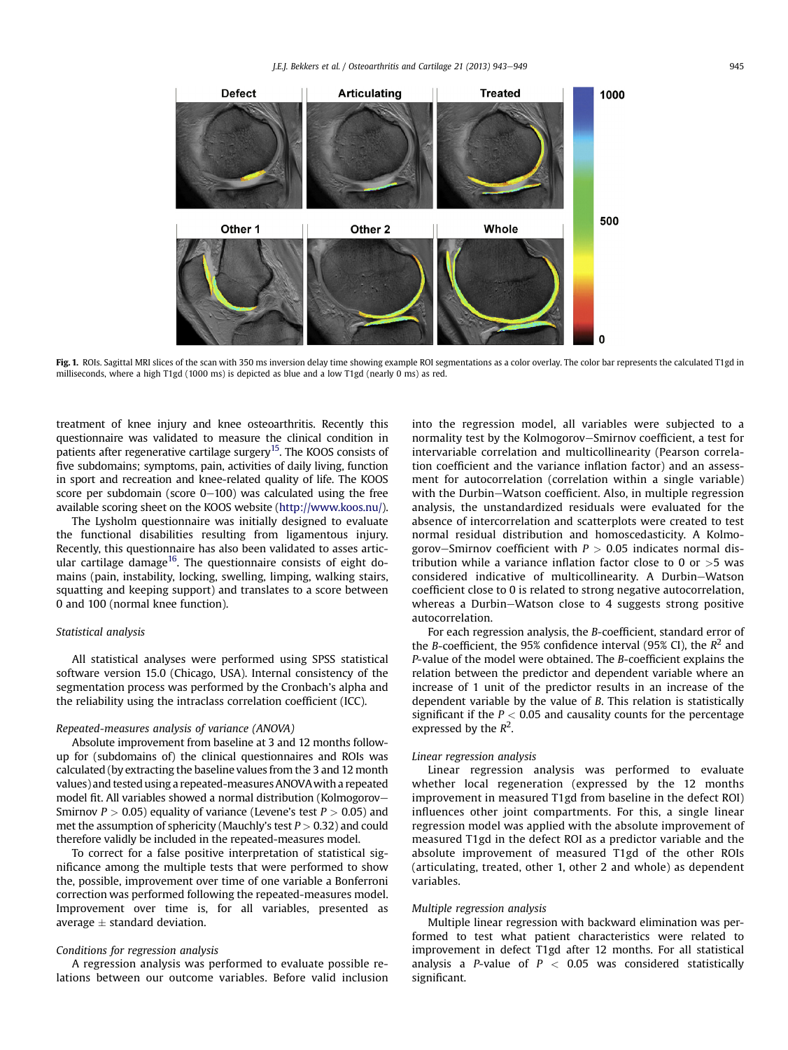Fig. 1. ROIs. Sagittal MRI slices of the scan with 350 ms inversion delay time showing example ROI segmentations as a color overlay. The color bar represents the calculated T1gd in milliseconds, where a high T1gd (1000 ms) is depicted as blue and a low T1gd (nearly 0 ms) as red.

treatment of knee injury and knee osteoarthritis. Recently this questionnaire was validated to measure the clinical condition in patients after regenerative cartilage surgery[15]. The KOOS consists of five subdomains; symptoms, pain, activities of daily living, function in sport and recreation and knee-related quality of life. The KOOS score per subdomain (score 0–100) was calculated using the free available scoring sheet on the KOOS website (http://www.koos.nu/).

The Lysholm questionnaire was initially designed to evaluate the functional disabilities resulting from ligamentous injury. Recently, this questionnaire has also been validated to asses articular cartilage damage[16]. The questionnaire consists of eight domains (pain, instability, locking, swelling, limping, walking stairs, squatting and keeping support) and translates to a score between 0 and 100 (normal knee function).

### Statistical analysis

All statistical analyses were performed using SPSS statistical software version 15.0 (Chicago, USA). Internal consistency of the segmentation process was performed by the Cronbach's alpha and the reliability using the intraclass correlation coefficient (ICC).

#### Repeated-measures analysis of variance (ANOVA)

Absolute improvement from baseline at 3 and 12 months follow-up for (subdomains of) the clinical questionnaires and ROIs was calculated (by extracting the baseline values from the 3 and 12 month values) and tested using a repeated-measures ANOVA with a repeated model fit. All variables showed a normal distribution (Kolmogorov–Smirnov $P > 0.05$) equality of variance (Levene's test $P > 0.05$) and met the assumption of sphericity (Mauchly's test $P > 0.32$) and could therefore validly be included in the repeated-measures model.

To correct for a false positive interpretation of statistical significance among the multiple tests that were performed to show the, possible, improvement over time of one variable a Bonferroni correction was performed following the repeated-measures model. Improvement over time is, for all variables, presented as average ± standard deviation.

#### Conditions for regression analysis

A regression analysis was performed to evaluate possible relations between our outcome variables. Before valid inclusion into the regression model, all variables were subjected to a normality test by the Kolmogorov–Smirnov coefficient, a test for intervariable correlation and multicollinearity (Pearson correlation coefficient and the variance inflation factor) and an assessment for autocorrelation (correlation within a single variable) with the Durbin–Watson coefficient. Also, in multiple regression analysis, the unstandardized residuals were evaluated for the absence of intercorrelation and scatterplots were created to test normal residual distribution and homoscedasticity. A Kolmogorov–Smirnov coefficient with $P > 0.05$ indicates normal distribution while a variance inflation factor close to 0 or >5 was considered indicative of multicollinearity. A Durbin–Watson coefficient close to 0 is related to strong negative autocorrelation, whereas a Durbin–Watson close to 4 suggests strong positive autocorrelation.

For each regression analysis, the *B*-coefficient, standard error of the *B*-coefficient, the 95% confidence interval (95% CI), the $R^2$ and *P*-value of the model were obtained. The *B*-coefficient explains the relation between the predictor and dependent variable where an increase of 1 unit of the predictor results in an increase of the dependent variable by the value of *B*. This relation is statistically significant if the $P < 0.05$ and causality counts for the percentage expressed by the $R^2$.

#### Linear regression analysis

Linear regression analysis was performed to evaluate whether local regeneration (expressed by the 12 months improvement in measured T1gd from baseline in the defect ROI) influences other joint compartments. For this, a single linear regression model was applied with the absolute improvement of measured T1gd in the defect ROI as a predictor variable and the absolute improvement of measured T1gd of the other ROIs (articulating, treated, other 1, other 2 and whole) as dependent variables.

#### Multiple regression analysis

Multiple linear regression with backward elimination was performed to test what patient characteristics were related to improvement in defect T1gd after 12 months. For all statistical analysis a *P*-value of $P < 0.05$ was considered statistically significant.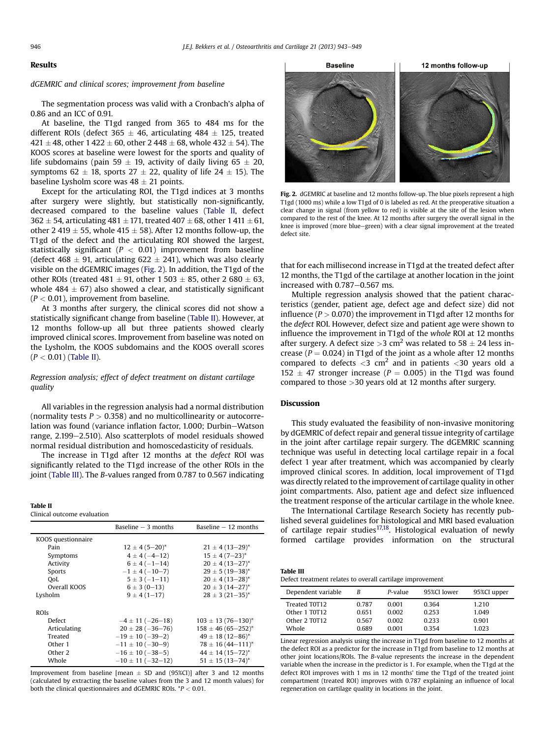## Results

### *dGEMRIC and clinical scores; improvement from baseline*

The segmentation process was valid with a Cronbach's alpha of 0.86 and an ICC of 0.91.

At baseline, the T1gd ranged from 365 to 484 ms for the different ROIs (defect 365 ± 46, articulating 484 ± 125, treated 421 ± 48, other 1 422 ± 60, other 2 448 ± 68, whole 432 ± 54). The KOOS scores at baseline were lowest for the sports and quality of life subdomains (pain 59 ± 19, activity of daily living 65 ± 20, symptoms 62 ± 18, sports 27 ± 22, quality of life 24 ± 15). The baseline Lysholm score was 48 ± 21 points.

Except for the articulating ROI, the T1gd indices at 3 months after surgery were slightly, but statistically non-significantly, decreased compared to the baseline values (Table II, defect 362 ± 54, articulating 481 ± 171, treated 407 ± 68, other 1 411 ± 61, other 2 419 ± 55, whole 415 ± 58). After 12 months follow-up, the T1gd of the defect and the articulating ROI showed the largest, statistically significant ($P < 0.01$) improvement from baseline (defect 468 ± 91, articulating 622 ± 241), which was also clearly visible on the dGEMRIC images (Fig. 2). In addition, the T1gd of the other ROIs (treated 481 ± 91, other 1 503 ± 85, other 2 680 ± 63, whole 484 ± 67) also showed a clear, and statistically significant ($P < 0.01$), improvement from baseline.

At 3 months after surgery, the clinical scores did not show a statistically significant change from baseline (Table II). However, at 12 months follow-up all but three patients showed clearly improved clinical scores. Improvement from baseline was noted on the Lysholm, the KOOS subdomains and the KOOS overall scores ($P < 0.01$) (Table II).

### *Regression analysis; effect of defect treatment on distant cartilage quality*

All variables in the regression analysis had a normal distribution (normality tests $P > 0.358$) and no multicollinearity or autocorrelation was found (variance inflation factor, 1.000; Durbin–Watson range, 2.199–2.510). Also scatterplots of model residuals showed normal residual distribution and homoscedasticity of residuals.

The increase in T1gd after 12 months at the *defect* ROI was significantly related to the T1gd increase of the other ROIs in the joint (Table III). The *B*-values ranged from 0.787 to 0.567 indicating that for each millisecond increase in T1gd at the treated defect after 12 months, the T1gd of the cartilage at another location in the joint increased with 0.787–0.567 ms.

Multiple regression analysis showed that the patient characteristics (gender, patient age, defect age and defect size) did not influence ($P > 0.070$) the improvement in T1gd after 12 months for the *defect* ROI. However, defect size and patient age were shown to influence the improvement in T1gd of the *whole* ROI at 12 months after surgery. A defect size >3 $cm^2$ was related to 58 ± 24 less increase ($P = 0.024$) in T1gd of the joint as a whole after 12 months compared to defects <3 $cm^2$ and in patients <30 years old a 152 ± 47 stronger increase ($P = 0.005$) in the T1gd was found compared to those >30 years old at 12 months after surgery.

**Fig. 2.** dGEMRIC at baseline and 12 months follow-up. The blue pixels represent a high T1gd (1000 ms) while a low T1gd of 0 is labeled as red. At the preoperative situation a clear change in signal (from yellow to red) is visible at the site of the lesion when compared to the rest of the knee. At 12 months after surgery the overall signal in the knee is improved (more blue–green) with a clear signal improvement at the treated defect site.

**Table II**
Clinical outcome evaluation

| | Baseline − 3 months | Baseline − 12 months |
|---|---|---|
| KOOS questionnaire | | |
| Pain | 12 ± 4 (5–20)* | 21 ± 4 (13–29)* |
| Symptoms | 4 ± 4 (−4–12) | 15 ± 4 (7–23)* |
| Activity | 6 ± 4 (−1–14) | 20 ± 4 (13–27)* |
| Sports | −1 ± 4 (−10–7) | 29 ± 5 (19–38)* |
| QoL | 5 ± 3 (−1–11) | 20 ± 4 (13–28)* |
| Overall KOOS | 6 ± 3 (0–13) | 20 ± 3 (14–27)* |
| Lysholm | 9 ± 4 (1–17) | 28 ± 3 (21–35)* |
| ROIs | | |
| Defect | −4 ± 11 (−26–18) | 103 ± 13 (76–130)* |
| Articulating | 20 ± 28 (−36–76) | 158 ± 46 (65–252)* |
| Treated | −19 ± 10 (−39–2) | 49 ± 18 (12–86)* |
| Other 1 | −11 ± 10 (−30–9) | 78 ± 16 (44–111)* |
| Other 2 | −16 ± 10 (−38–5) | 44 ± 14 (15–72)* |
| Whole | −10 ± 11 (−32–12) | 51 ± 15 (13–74)* |

Improvement from baseline [mean ± SD and (95%CI)] after 3 and 12 months (calculated by extracting the baseline values from the 3 and 12 month values) for both the clinical questionnaires and dGEMRIC ROIs. *$P < 0.01$.

## Discussion

This study evaluated the feasibility of non-invasive monitoring by dGEMRIC of defect repair and general tissue integrity of cartilage in the joint after cartilage repair surgery. The dGEMRIC scanning technique was useful in detecting local cartilage repair in a focal defect 1 year after treatment, which was accompanied by clearly improved clinical scores. In addition, local improvement of T1gd was directly related to the improvement of cartilage quality in other joint compartments. Also, patient age and defect size influenced the treatment response of the articular cartilage in the whole knee.

The International Cartilage Research Society has recently published several guidelines for histological and MRI based evaluation of cartilage repair studies[17,18]. Histological evaluation of newly formed cartilage provides information on the structural

**Table III**
Defect treatment relates to overall cartilage improvement

| Dependent variable | *B* | *P*-value | 95%CI lower | 95%CI upper |
|---|---|---|---|---|
| Treated T0T12 | 0.787 | 0.001 | 0.364 | 1.210 |
| Other 1 T0T12 | 0.651 | 0.002 | 0.253 | 1.049 |
| Other 2 T0T12 | 0.567 | 0.002 | 0.233 | 0.901 |
| Whole | 0.689 | 0.001 | 0.354 | 1.023 |

Linear regression analysis using the increase in T1gd from baseline to 12 months at the defect ROI as a predictor for the increase in T1gd from baseline to 12 months at other joint locations/ROIs. The *B*-value represents the increase in the dependent variable when the increase in the predictor is 1. For example, when the T1gd at the defect ROI improves with 1 ms in 12 months' time the T1gd of the treated joint compartment (treated ROI) improves with 0.787 explaining an influence of local regeneration on cartilage quality in locations in the joint.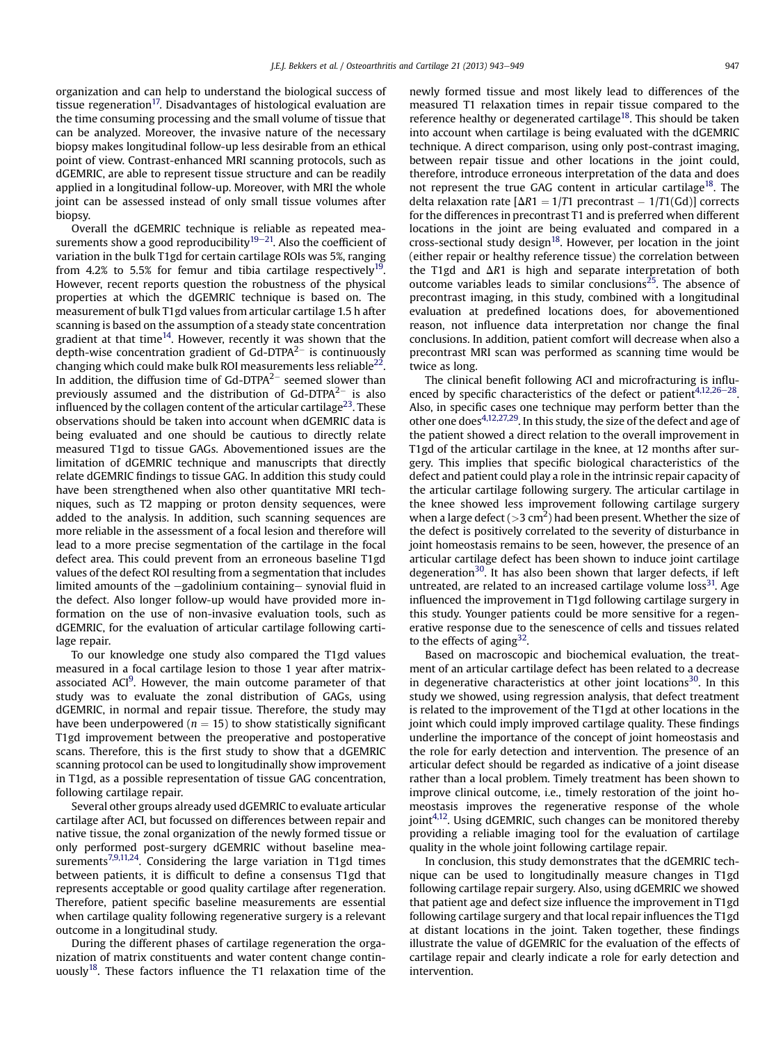organization and can help to understand the biological success of tissue regeneration[17]. Disadvantages of histological evaluation are the time consuming processing and the small volume of tissue that can be analyzed. Moreover, the invasive nature of the necessary biopsy makes longitudinal follow-up less desirable from an ethical point of view. Contrast-enhanced MRI scanning protocols, such as dGEMRIC, are able to represent tissue structure and can be readily applied in a longitudinal follow-up. Moreover, with MRI the whole joint can be assessed instead of only small tissue volumes after biopsy.

Overall the dGEMRIC technique is reliable as repeated measurements show a good reproducibility[19–21]. Also the coefficient of variation in the bulk T1gd for certain cartilage ROIs was 5%, ranging from 4.2% to 5.5% for femur and tibia cartilage respectively[19]. However, recent reports question the robustness of the physical properties at which the dGEMRIC technique is based on. The measurement of bulk T1gd values from articular cartilage 1.5 h after scanning is based on the assumption of a steady state concentration gradient at that time[14]. However, recently it was shown that the depth-wise concentration gradient of Gd-DTPA$^{2-}$ is continuously changing which could make bulk ROI measurements less reliable[22]. In addition, the diffusion time of Gd-DTPA$^{2-}$ seemed slower than previously assumed and the distribution of Gd-DTPA$^{2-}$ is also influenced by the collagen content of the articular cartilage[23]. These observations should be taken into account when dGEMRIC data is being evaluated and one should be cautious to directly relate measured T1gd to tissue GAGs. Abovementioned issues are the limitation of dGEMRIC technique and manuscripts that directly relate dGEMRIC findings to tissue GAG. In addition this study could have been strengthened when also other quantitative MRI techniques, such as T2 mapping or proton density sequences, were added to the analysis. In addition, such scanning sequences are more reliable in the assessment of a focal lesion and therefore will lead to a more precise segmentation of the cartilage in the focal defect area. This could prevent from an erroneous baseline T1gd values of the defect ROI resulting from a segmentation that includes limited amounts of the −gadolinium containing− synovial fluid in the defect. Also longer follow-up would have provided more information on the use of non-invasive evaluation tools, such as dGEMRIC, for the evaluation of articular cartilage following cartilage repair.

To our knowledge one study also compared the T1gd values measured in a focal cartilage lesion to those 1 year after matrix-associated ACI[9]. However, the main outcome parameter of that study was to evaluate the zonal distribution of GAGs, using dGEMRIC, in normal and repair tissue. Therefore, the study may have been underpowered ($n = 15$) to show statistically significant T1gd improvement between the preoperative and postoperative scans. Therefore, this is the first study to show that a dGEMRIC scanning protocol can be used to longitudinally show improvement in T1gd, as a possible representation of tissue GAG concentration, following cartilage repair.

Several other groups already used dGEMRIC to evaluate articular cartilage after ACI, but focussed on differences between repair and native tissue, the zonal organization of the newly formed tissue or only performed post-surgery dGEMRIC without baseline measurements[7,9,11,24]. Considering the large variation in T1gd times between patients, it is difficult to define a consensus T1gd that represents acceptable or good quality cartilage after regeneration. Therefore, patient specific baseline measurements are essential when cartilage quality following regenerative surgery is a relevant outcome in a longitudinal study.

During the different phases of cartilage regeneration the organization of matrix constituents and water content change continuously[18]. These factors influence the T1 relaxation time of the newly formed tissue and most likely lead to differences of the measured T1 relaxation times in repair tissue compared to the reference healthy or degenerated cartilage[18]. This should be taken into account when cartilage is being evaluated with the dGEMRIC technique. A direct comparison, using only post-contrast imaging, between repair tissue and other locations in the joint could, therefore, introduce erroneous interpretation of the data and does not represent the true GAG content in articular cartilage[18]. The delta relaxation rate [$\Delta R1 = 1/T1$ precontrast $- 1/T1(\mathrm{Gd})$] corrects for the differences in precontrast T1 and is preferred when different locations in the joint are being evaluated and compared in a cross-sectional study design[18]. However, per location in the joint (either repair or healthy reference tissue) the correlation between the T1gd and $\Delta R1$ is high and separate interpretation of both outcome variables leads to similar conclusions[25]. The absence of precontrast imaging, in this study, combined with a longitudinal evaluation at predefined locations does, for abovementioned reason, not influence data interpretation nor change the final conclusions. In addition, patient comfort will decrease when also a precontrast MRI scan was performed as scanning time would be twice as long.

The clinical benefit following ACI and microfracturing is influenced by specific characteristics of the defect or patient[4,12,26–28]. Also, in specific cases one technique may perform better than the other one does[4,12,27,29]. In this study, the size of the defect and age of the patient showed a direct relation to the overall improvement in T1gd of the articular cartilage in the knee, at 12 months after surgery. This implies that specific biological characteristics of the defect and patient could play a role in the intrinsic repair capacity of the articular cartilage following surgery. The articular cartilage in the knee showed less improvement following cartilage surgery when a large defect ($>3$ cm$^2$) had been present. Whether the size of the defect is positively correlated to the severity of disturbance in joint homeostasis remains to be seen, however, the presence of an articular cartilage defect has been shown to induce joint cartilage degeneration[30]. It has also been shown that larger defects, if left untreated, are related to an increased cartilage volume loss[31]. Age influenced the improvement in T1gd following cartilage surgery in this study. Younger patients could be more sensitive for a regenerative response due to the senescence of cells and tissues related to the effects of aging[32].

Based on macroscopic and biochemical evaluation, the treatment of an articular cartilage defect has been related to a decrease in degenerative characteristics at other joint locations[30]. In this study we showed, using regression analysis, that defect treatment is related to the improvement of the T1gd at other locations in the joint which could imply improved cartilage quality. These findings underline the importance of the concept of joint homeostasis and the role for early detection and intervention. The presence of an articular defect should be regarded as indicative of a joint disease rather than a local problem. Timely treatment has been shown to improve clinical outcome, i.e., timely restoration of the joint homeostasis improves the regenerative response of the whole joint[4,12]. Using dGEMRIC, such changes can be monitored thereby providing a reliable imaging tool for the evaluation of cartilage quality in the whole joint following cartilage repair.

In conclusion, this study demonstrates that the dGEMRIC technique can be used to longitudinally measure changes in T1gd following cartilage repair surgery. Also, using dGEMRIC we showed that patient age and defect size influence the improvement in T1gd following cartilage surgery and that local repair influences the T1gd at distant locations in the joint. Taken together, these findings illustrate the value of dGEMRIC for the evaluation of the effects of cartilage repair and clearly indicate a role for early detection and intervention.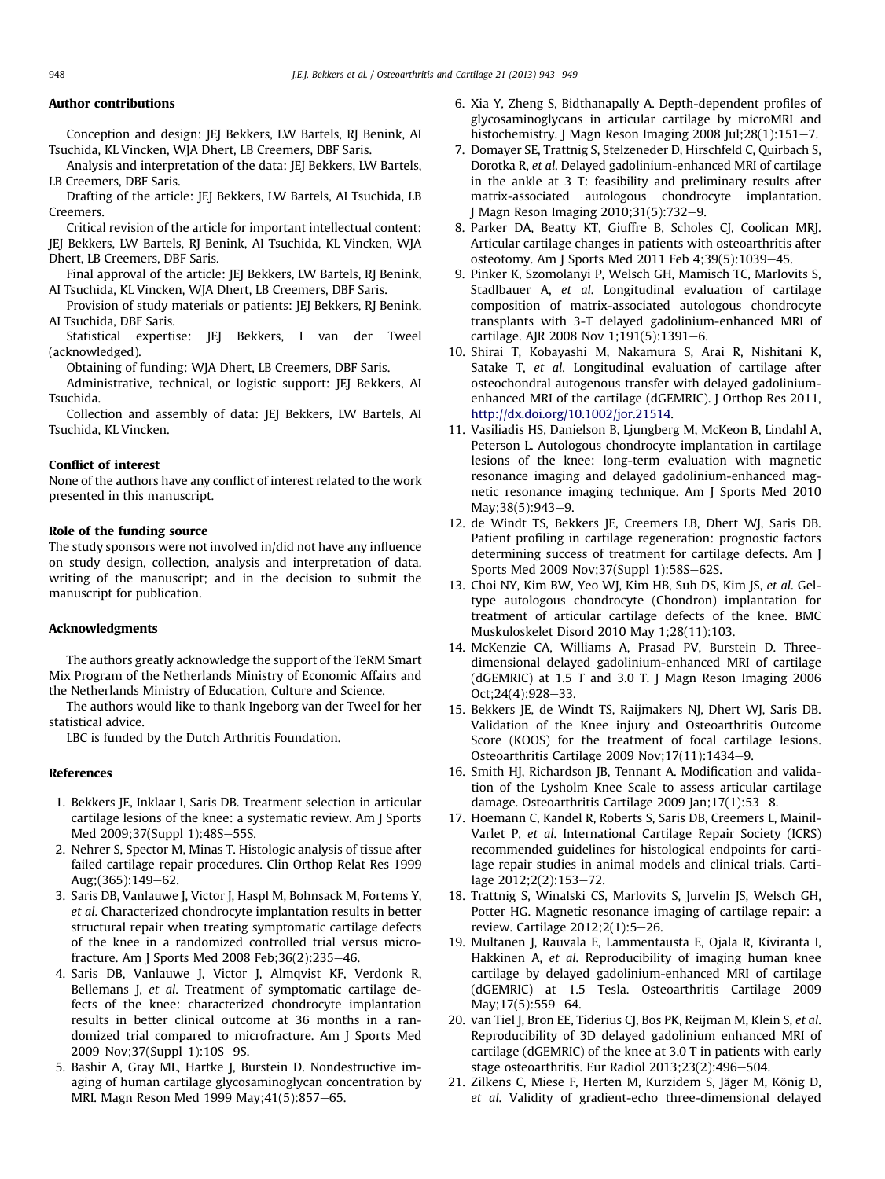## Author contributions

Conception and design: JEJ Bekkers, LW Bartels, RJ Benink, AI Tsuchida, KL Vincken, WJA Dhert, LB Creemers, DBF Saris.

Analysis and interpretation of the data: JEJ Bekkers, LW Bartels, LB Creemers, DBF Saris.

Drafting of the article: JEJ Bekkers, LW Bartels, AI Tsuchida, LB Creemers.

Critical revision of the article for important intellectual content: JEJ Bekkers, LW Bartels, RJ Benink, AI Tsuchida, KL Vincken, WJA Dhert, LB Creemers, DBF Saris.

Final approval of the article: JEJ Bekkers, LW Bartels, RJ Benink, AI Tsuchida, KL Vincken, WJA Dhert, LB Creemers, DBF Saris.

Provision of study materials or patients: JEJ Bekkers, RJ Benink, AI Tsuchida, DBF Saris.

Statistical expertise: JEJ Bekkers, I van der Tweel (acknowledged).

Obtaining of funding: WJA Dhert, LB Creemers, DBF Saris.

Administrative, technical, or logistic support: JEJ Bekkers, AI Tsuchida.

Collection and assembly of data: JEJ Bekkers, LW Bartels, AI Tsuchida, KL Vincken.

## Conflict of interest

None of the authors have any conflict of interest related to the work presented in this manuscript.

## Role of the funding source

The study sponsors were not involved in/did not have any influence on study design, collection, analysis and interpretation of data, writing of the manuscript; and in the decision to submit the manuscript for publication.

## Acknowledgments

The authors greatly acknowledge the support of the TeRM Smart Mix Program of the Netherlands Ministry of Economic Affairs and the Netherlands Ministry of Education, Culture and Science.

The authors would like to thank Ingeborg van der Tweel for her statistical advice.

LBC is funded by the Dutch Arthritis Foundation.

## References

1. Bekkers JE, Inklaar I, Saris DB. Treatment selection in articular cartilage lesions of the knee: a systematic review. Am J Sports Med 2009;37(Suppl 1):48S–55S.
2. Nehrer S, Spector M, Minas T. Histologic analysis of tissue after failed cartilage repair procedures. Clin Orthop Relat Res 1999 Aug;(365):149–62.
3. Saris DB, Vanlauwe J, Victor J, Haspl M, Bohnsack M, Fortems Y, *et al.* Characterized chondrocyte implantation results in better structural repair when treating symptomatic cartilage defects of the knee in a randomized controlled trial versus microfracture. Am J Sports Med 2008 Feb;36(2):235–46.
4. Saris DB, Vanlauwe J, Victor J, Almqvist KF, Verdonk R, Bellemans J, *et al.* Treatment of symptomatic cartilage defects of the knee: characterized chondrocyte implantation results in better clinical outcome at 36 months in a randomized trial compared to microfracture. Am J Sports Med 2009 Nov;37(Suppl 1):10S–9S.
5. Bashir A, Gray ML, Hartke J, Burstein D. Nondestructive imaging of human cartilage glycosaminoglycan concentration by MRI. Magn Reson Med 1999 May;41(5):857–65.
6. Xia Y, Zheng S, Bidthanapally A. Depth-dependent profiles of glycosaminoglycans in articular cartilage by microMRI and histochemistry. J Magn Reson Imaging 2008 Jul;28(1):151–7.
7. Domayer SE, Trattnig S, Stelzeneder D, Hirschfeld C, Quirbach S, Dorotka R, *et al.* Delayed gadolinium-enhanced MRI of cartilage in the ankle at 3 T: feasibility and preliminary results after matrix-associated autologous chondrocyte implantation. J Magn Reson Imaging 2010;31(5):732–9.
8. Parker DA, Beatty KT, Giuffre B, Scholes CJ, Coolican MRJ. Articular cartilage changes in patients with osteoarthritis after osteotomy. Am J Sports Med 2011 Feb 4;39(5):1039–45.
9. Pinker K, Szomolanyi P, Welsch GH, Mamisch TC, Marlovits S, Stadlbauer A, *et al.* Longitudinal evaluation of cartilage composition of matrix-associated autologous chondrocyte transplants with 3-T delayed gadolinium-enhanced MRI of cartilage. AJR 2008 Nov 1;191(5):1391–6.
10. Shirai T, Kobayashi M, Nakamura S, Arai R, Nishitani K, Satake T, *et al.* Longitudinal evaluation of cartilage after osteochondral autogenous transfer with delayed gadolinium-enhanced MRI of the cartilage (dGEMRIC). J Orthop Res 2011, http://dx.doi.org/10.1002/jor.21514.
11. Vasiliadis HS, Danielson B, Ljungberg M, McKeon B, Lindahl A, Peterson L. Autologous chondrocyte implantation in cartilage lesions of the knee: long-term evaluation with magnetic resonance imaging and delayed gadolinium-enhanced magnetic resonance imaging technique. Am J Sports Med 2010 May;38(5):943–9.
12. de Windt TS, Bekkers JE, Creemers LB, Dhert WJ, Saris DB. Patient profiling in cartilage regeneration: prognostic factors determining success of treatment for cartilage defects. Am J Sports Med 2009 Nov;37(Suppl 1):58S–62S.
13. Choi NY, Kim BW, Yeo WJ, Kim HB, Suh DS, Kim JS, *et al.* Gel-type autologous chondrocyte (Chondron) implantation for treatment of articular cartilage defects of the knee. BMC Muskuloskelet Disord 2010 May 1;28(11):103.
14. McKenzie CA, Williams A, Prasad PV, Burstein D. Three-dimensional delayed gadolinium-enhanced MRI of cartilage (dGEMRIC) at 1.5 T and 3.0 T. J Magn Reson Imaging 2006 Oct;24(4):928–33.
15. Bekkers JE, de Windt TS, Raijmakers NJ, Dhert WJ, Saris DB. Validation of the Knee injury and Osteoarthritis Outcome Score (KOOS) for the treatment of focal cartilage lesions. Osteoarthritis Cartilage 2009 Nov;17(11):1434–9.
16. Smith HJ, Richardson JB, Tennant A. Modification and validation of the Lysholm Knee Scale to assess articular cartilage damage. Osteoarthritis Cartilage 2009 Jan;17(1):53–8.
17. Hoemann C, Kandel R, Roberts S, Saris DB, Creemers L, Mainil-Varlet P, *et al.* International Cartilage Repair Society (ICRS) recommended guidelines for histological endpoints for cartilage repair studies in animal models and clinical trials. Cartilage 2012;2(2):153–72.
18. Trattnig S, Winalski CS, Marlovits S, Jurvelin JS, Welsch GH, Potter HG. Magnetic resonance imaging of cartilage repair: a review. Cartilage 2012;2(1):5–26.
19. Multanen J, Rauvala E, Lammentausta E, Ojala R, Kiviranta I, Hakkinen A, *et al.* Reproducibility of imaging human knee cartilage by delayed gadolinium-enhanced MRI of cartilage (dGEMRIC) at 1.5 Tesla. Osteoarthritis Cartilage 2009 May;17(5):559–64.
20. van Tiel J, Bron EE, Tiderius CJ, Bos PK, Reijman M, Klein S, *et al.* Reproducibility of 3D delayed gadolinium enhanced MRI of cartilage (dGEMRIC) of the knee at 3.0 T in patients with early stage osteoarthritis. Eur Radiol 2013;23(2):496–504.
21. Zilkens C, Miese F, Herten M, Kurzidem S, Jäger M, König D, *et al.* Validity of gradient-echo three-dimensional delayed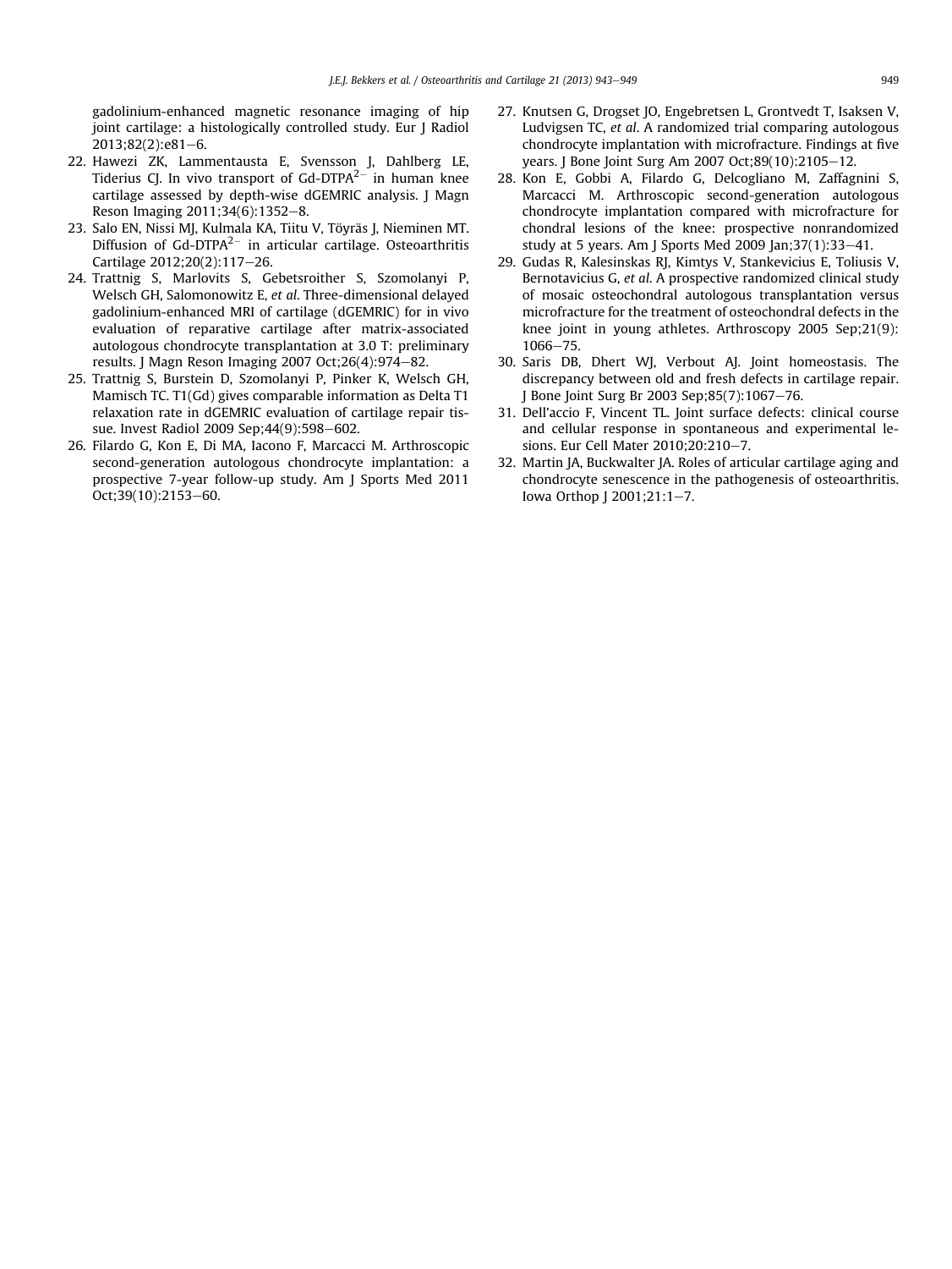gadolinium-enhanced magnetic resonance imaging of hip joint cartilage: a histologically controlled study. Eur J Radiol 2013;82(2):e81–6.

22. Hawezi ZK, Lammentausta E, Svensson J, Dahlberg LE, Tiderius CJ. In vivo transport of Gd-DTPA$^{2-}$ in human knee cartilage assessed by depth-wise dGEMRIC analysis. J Magn Reson Imaging 2011;34(6):1352–8.
23. Salo EN, Nissi MJ, Kulmala KA, Tiitu V, Töyräs J, Nieminen MT. Diffusion of Gd-DTPA$^{2-}$ in articular cartilage. Osteoarthritis Cartilage 2012;20(2):117–26.
24. Trattnig S, Marlovits S, Gebetsroither S, Szomolanyi P, Welsch GH, Salomonowitz E, *et al*. Three-dimensional delayed gadolinium-enhanced MRI of cartilage (dGEMRIC) for in vivo evaluation of reparative cartilage after matrix-associated autologous chondrocyte transplantation at 3.0 T: preliminary results. J Magn Reson Imaging 2007 Oct;26(4):974–82.
25. Trattnig S, Burstein D, Szomolanyi P, Pinker K, Welsch GH, Mamisch TC. T1(Gd) gives comparable information as Delta T1 relaxation rate in dGEMRIC evaluation of cartilage repair tissue. Invest Radiol 2009 Sep;44(9):598–602.
26. Filardo G, Kon E, Di MA, Iacono F, Marcacci M. Arthroscopic second-generation autologous chondrocyte implantation: a prospective 7-year follow-up study. Am J Sports Med 2011 Oct;39(10):2153–60.
27. Knutsen G, Drogset JO, Engebretsen L, Grontvedt T, Isaksen V, Ludvigsen TC, *et al*. A randomized trial comparing autologous chondrocyte implantation with microfracture. Findings at five years. J Bone Joint Surg Am 2007 Oct;89(10):2105–12.
28. Kon E, Gobbi A, Filardo G, Delcogliano M, Zaffagnini S, Marcacci M. Arthroscopic second-generation autologous chondrocyte implantation compared with microfracture for chondral lesions of the knee: prospective nonrandomized study at 5 years. Am J Sports Med 2009 Jan;37(1):33–41.
29. Gudas R, Kalesinskas RJ, Kimtys V, Stankevicius E, Toliusis V, Bernotavicius G, *et al*. A prospective randomized clinical study of mosaic osteochondral autologous transplantation versus microfracture for the treatment of osteochondral defects in the knee joint in young athletes. Arthroscopy 2005 Sep;21(9):1066–75.
30. Saris DB, Dhert WJ, Verbout AJ. Joint homeostasis. The discrepancy between old and fresh defects in cartilage repair. J Bone Joint Surg Br 2003 Sep;85(7):1067–76.
31. Dell'accio F, Vincent TL. Joint surface defects: clinical course and cellular response in spontaneous and experimental lesions. Eur Cell Mater 2010;20:210–7.
32. Martin JA, Buckwalter JA. Roles of articular cartilage aging and chondrocyte senescence in the pathogenesis of osteoarthritis. Iowa Orthop J 2001;21:1–7.